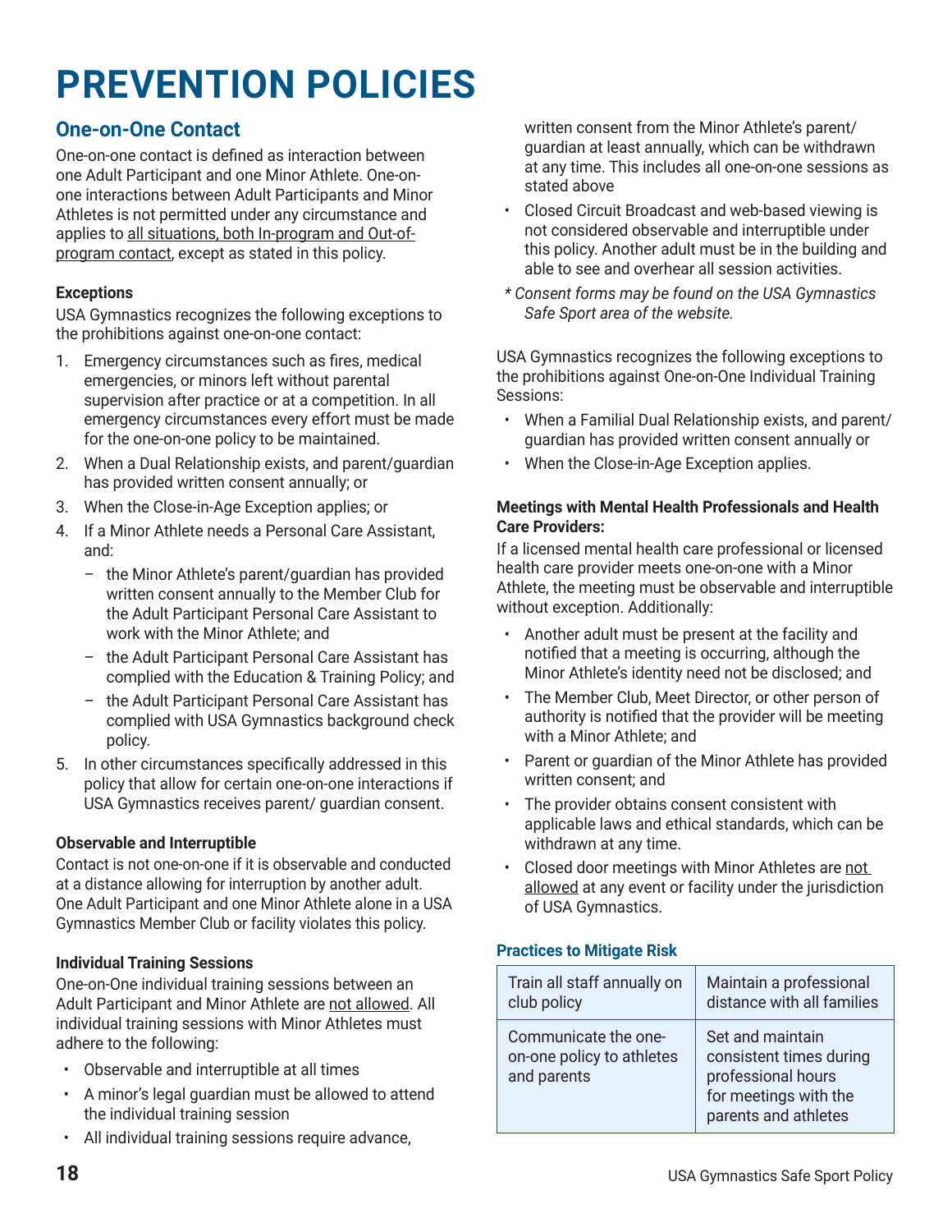# PREVENTION POLICIES

## One-on-One Contact

One-on-one contact is defined as interaction between one Adult Participant and one Minor Athlete. One-on-one interactions between Adult Participants and Minor Athletes is not permitted under any circumstance and applies to <u>all situations, both In-program and Out-of-program contact</u>, except as stated in this policy.

### Exceptions

USA Gymnastics recognizes the following exceptions to the prohibitions against one-on-one contact:

1. Emergency circumstances such as fires, medical emergencies, or minors left without parental supervision after practice or at a competition. In all emergency circumstances every effort must be made for the one-on-one policy to be maintained.
2. When a Dual Relationship exists, and parent/guardian has provided written consent annually; or
3. When the Close-in-Age Exception applies; or
4. If a Minor Athlete needs a Personal Care Assistant, and:
   - the Minor Athlete's parent/guardian has provided written consent annually to the Member Club for the Adult Participant Personal Care Assistant to work with the Minor Athlete; and
   - the Adult Participant Personal Care Assistant has complied with the Education & Training Policy; and
   - the Adult Participant Personal Care Assistant has complied with USA Gymnastics background check policy.
5. In other circumstances specifically addressed in this policy that allow for certain one-on-one interactions if USA Gymnastics receives parent/ guardian consent.

### Observable and Interruptible

Contact is not one-on-one if it is observable and conducted at a distance allowing for interruption by another adult. One Adult Participant and one Minor Athlete alone in a USA Gymnastics Member Club or facility violates this policy.

### Individual Training Sessions

One-on-One individual training sessions between an Adult Participant and Minor Athlete are <u>not allowed</u>. All individual training sessions with Minor Athletes must adhere to the following:

- Observable and interruptible at all times
- A minor's legal guardian must be allowed to attend the individual training session
- All individual training sessions require advance, written consent from the Minor Athlete's parent/guardian at least annually, which can be withdrawn at any time. This includes all one-on-one sessions as stated above
- Closed Circuit Broadcast and web-based viewing is not considered observable and interruptible under this policy. Another adult must be in the building and able to see and overhear all session activities.

*\* Consent forms may be found on the USA Gymnastics Safe Sport area of the website.*

USA Gymnastics recognizes the following exceptions to the prohibitions against One-on-One Individual Training Sessions:

- When a Familial Dual Relationship exists, and parent/guardian has provided written consent annually or
- When the Close-in-Age Exception applies.

### Meetings with Mental Health Professionals and Health Care Providers:

If a licensed mental health care professional or licensed health care provider meets one-on-one with a Minor Athlete, the meeting must be observable and interruptible without exception. Additionally:

- Another adult must be present at the facility and notified that a meeting is occurring, although the Minor Athlete's identity need not be disclosed; and
- The Member Club, Meet Director, or other person of authority is notified that the provider will be meeting with a Minor Athlete; and
- Parent or guardian of the Minor Athlete has provided written consent; and
- The provider obtains consent consistent with applicable laws and ethical standards, which can be withdrawn at any time.
- Closed door meetings with Minor Athletes are <u>not allowed</u> at any event or facility under the jurisdiction of USA Gymnastics.

### Practices to Mitigate Risk

| | |
|---|---|
| Train all staff annually on club policy | Maintain a professional distance with all families |
| Communicate the one-on-one policy to athletes and parents | Set and maintain consistent times during professional hours for meetings with the parents and athletes |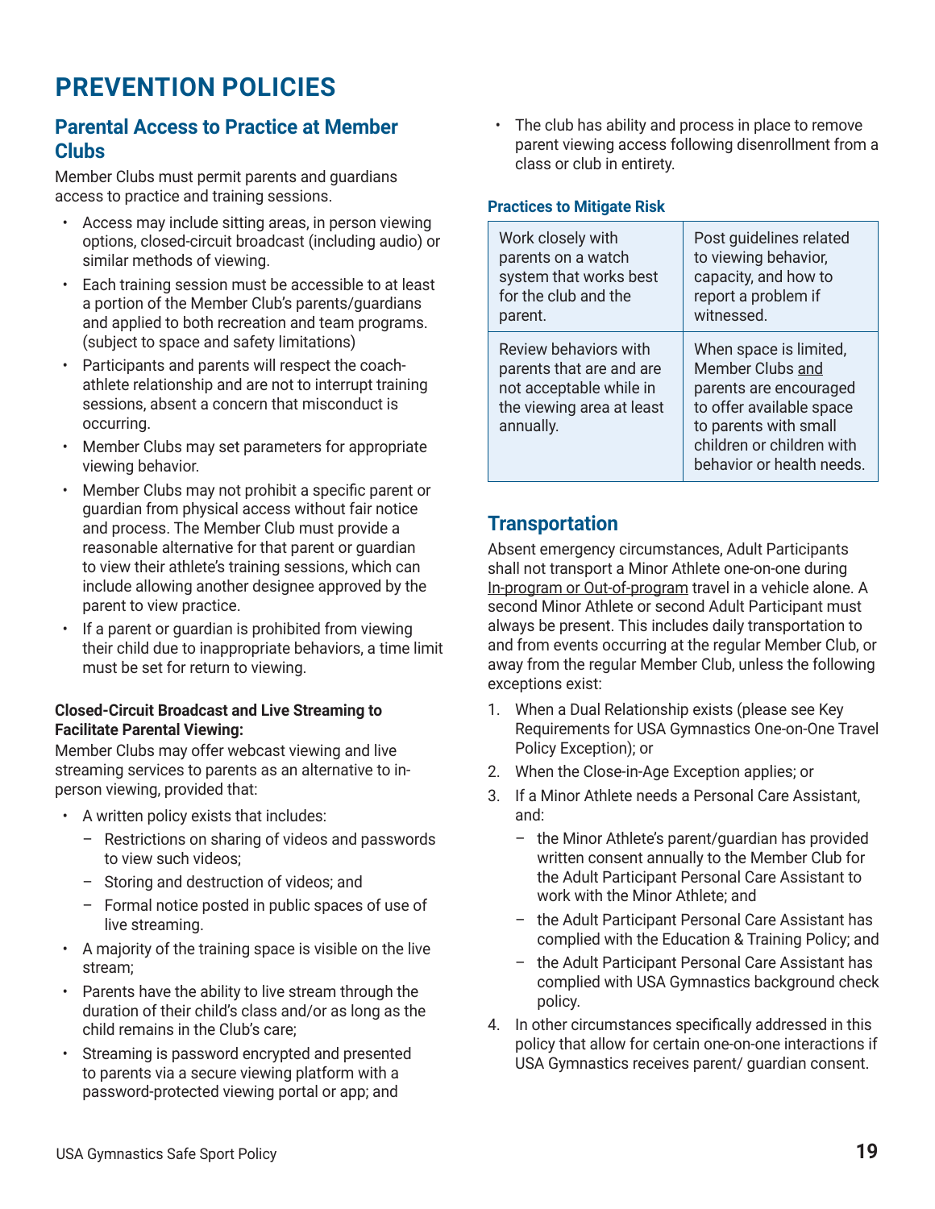# PREVENTION POLICIES

## Parental Access to Practice at Member Clubs

Member Clubs must permit parents and guardians access to practice and training sessions.

- Access may include sitting areas, in person viewing options, closed-circuit broadcast (including audio) or similar methods of viewing.
- Each training session must be accessible to at least a portion of the Member Club's parents/guardians and applied to both recreation and team programs. (subject to space and safety limitations)
- Participants and parents will respect the coach-athlete relationship and are not to interrupt training sessions, absent a concern that misconduct is occurring.
- Member Clubs may set parameters for appropriate viewing behavior.
- Member Clubs may not prohibit a specific parent or guardian from physical access without fair notice and process. The Member Club must provide a reasonable alternative for that parent or guardian to view their athlete's training sessions, which can include allowing another designee approved by the parent to view practice.
- If a parent or guardian is prohibited from viewing their child due to inappropriate behaviors, a time limit must be set for return to viewing.

**Closed-Circuit Broadcast and Live Streaming to Facilitate Parental Viewing:**

Member Clubs may offer webcast viewing and live streaming services to parents as an alternative to in-person viewing, provided that:

- A written policy exists that includes:
  - Restrictions on sharing of videos and passwords to view such videos;
  - Storing and destruction of videos; and
  - Formal notice posted in public spaces of use of live streaming.
- A majority of the training space is visible on the live stream;
- Parents have the ability to live stream through the duration of their child's class and/or as long as the child remains in the Club's care;
- Streaming is password encrypted and presented to parents via a secure viewing platform with a password-protected viewing portal or app; and
- The club has ability and process in place to remove parent viewing access following disenrollment from a class or club in entirety.

#### Practices to Mitigate Risk

| | |
|---|---|
| Work closely with parents on a watch system that works best for the club and the parent. | Post guidelines related to viewing behavior, capacity, and how to report a problem if witnessed. |
| Review behaviors with parents that are and are not acceptable while in the viewing area at least annually. | When space is limited, Member Clubs and parents are encouraged to offer available space to parents with small children or children with behavior or health needs. |

## Transportation

Absent emergency circumstances, Adult Participants shall not transport a Minor Athlete one-on-one during In-program or Out-of-program travel in a vehicle alone. A second Minor Athlete or second Adult Participant must always be present. This includes daily transportation to and from events occurring at the regular Member Club, or away from the regular Member Club, unless the following exceptions exist:

1. When a Dual Relationship exists (please see Key Requirements for USA Gymnastics One-on-One Travel Policy Exception); or
2. When the Close-in-Age Exception applies; or
3. If a Minor Athlete needs a Personal Care Assistant, and:
   - the Minor Athlete's parent/guardian has provided written consent annually to the Member Club for the Adult Participant Personal Care Assistant to work with the Minor Athlete; and
   - the Adult Participant Personal Care Assistant has complied with the Education & Training Policy; and
   - the Adult Participant Personal Care Assistant has complied with USA Gymnastics background check policy.
4. In other circumstances specifically addressed in this policy that allow for certain one-on-one interactions if USA Gymnastics receives parent/ guardian consent.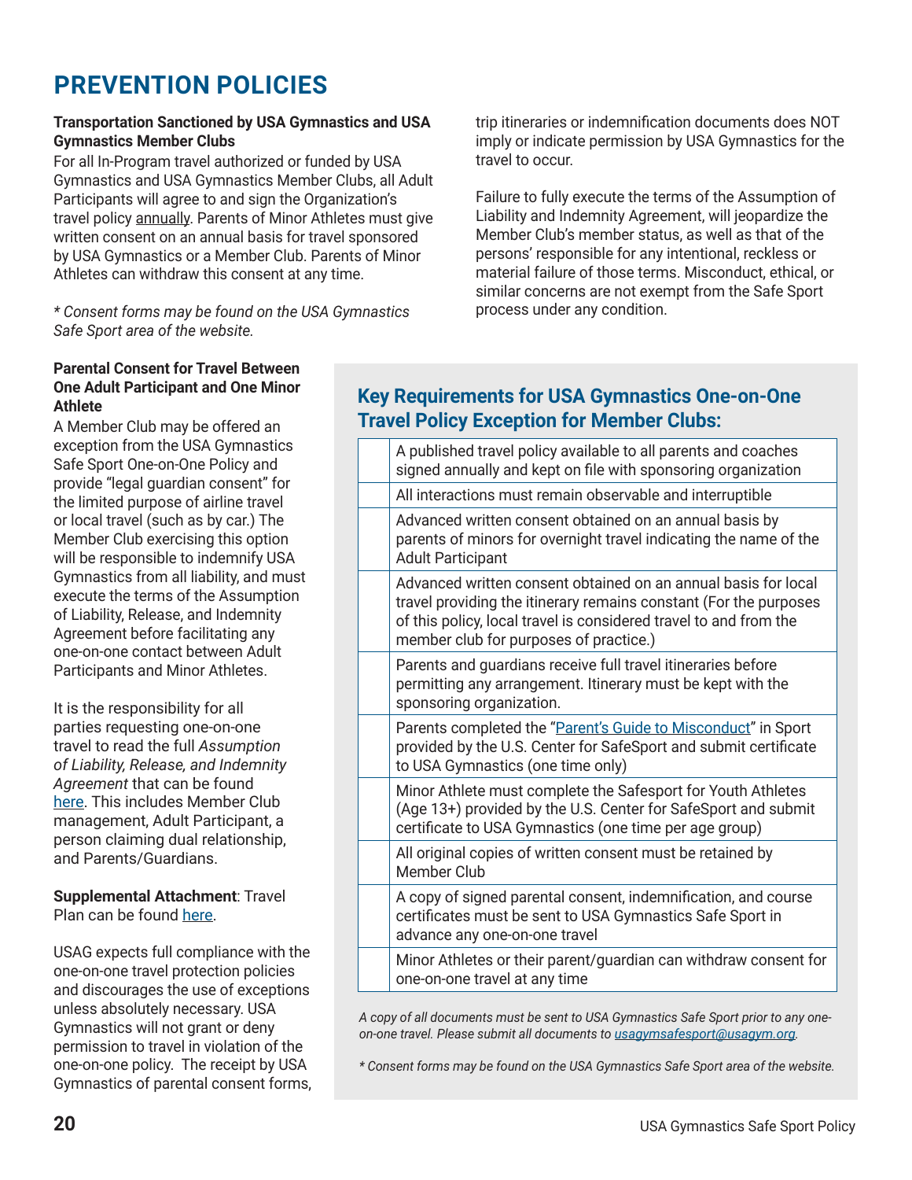# PREVENTION POLICIES

**Transportation Sanctioned by USA Gymnastics and USA Gymnastics Member Clubs**

For all In-Program travel authorized or funded by USA Gymnastics and USA Gymnastics Member Clubs, all Adult Participants will agree to and sign the Organization's travel policy annually. Parents of Minor Athletes must give written consent on an annual basis for travel sponsored by USA Gymnastics or a Member Club. Parents of Minor Athletes can withdraw this consent at any time.

*\* Consent forms may be found on the USA Gymnastics Safe Sport area of the website.*

**Parental Consent for Travel Between One Adult Participant and One Minor Athlete**

A Member Club may be offered an exception from the USA Gymnastics Safe Sport One-on-One Policy and provide "legal guardian consent" for the limited purpose of airline travel or local travel (such as by car.) The Member Club exercising this option will be responsible to indemnify USA Gymnastics from all liability, and must execute the terms of the Assumption of Liability, Release, and Indemnity Agreement before facilitating any one-on-one contact between Adult Participants and Minor Athletes.

It is the responsibility for all parties requesting one-on-one travel to read the full *Assumption of Liability, Release, and Indemnity Agreement* that can be found here. This includes Member Club management, Adult Participant, a person claiming dual relationship, and Parents/Guardians.

**Supplemental Attachment**: Travel Plan can be found here.

USAG expects full compliance with the one-on-one travel protection policies and discourages the use of exceptions unless absolutely necessary. USA Gymnastics will not grant or deny permission to travel in violation of the one-on-one policy. The receipt by USA Gymnastics of parental consent forms, trip itineraries or indemnification documents does NOT imply or indicate permission by USA Gymnastics for the travel to occur.

Failure to fully execute the terms of the Assumption of Liability and Indemnity Agreement, will jeopardize the Member Club's member status, as well as that of the persons' responsible for any intentional, reckless or material failure of those terms. Misconduct, ethical, or similar concerns are not exempt from the Safe Sport process under any condition.

## Key Requirements for USA Gymnastics One-on-One Travel Policy Exception for Member Clubs:

| | |
|---|---|
| | A published travel policy available to all parents and coaches signed annually and kept on file with sponsoring organization |
| | All interactions must remain observable and interruptible |
| | Advanced written consent obtained on an annual basis by parents of minors for overnight travel indicating the name of the Adult Participant |
| | Advanced written consent obtained on an annual basis for local travel providing the itinerary remains constant (For the purposes of this policy, local travel is considered travel to and from the member club for purposes of practice.) |
| | Parents and guardians receive full travel itineraries before permitting any arrangement. Itinerary must be kept with the sponsoring organization. |
| | Parents completed the "Parent's Guide to Misconduct" in Sport provided by the U.S. Center for SafeSport and submit certificate to USA Gymnastics (one time only) |
| | Minor Athlete must complete the Safesport for Youth Athletes (Age 13+) provided by the U.S. Center for SafeSport and submit certificate to USA Gymnastics (one time per age group) |
| | All original copies of written consent must be retained by Member Club |
| | A copy of signed parental consent, indemnification, and course certificates must be sent to USA Gymnastics Safe Sport in advance any one-on-one travel |
| | Minor Athletes or their parent/guardian can withdraw consent for one-on-one travel at any time |

*A copy of all documents must be sent to USA Gymnastics Safe Sport prior to any one-on-one travel. Please submit all documents to usagymsafesport@usagym.org.*

*\* Consent forms may be found on the USA Gymnastics Safe Sport area of the website.*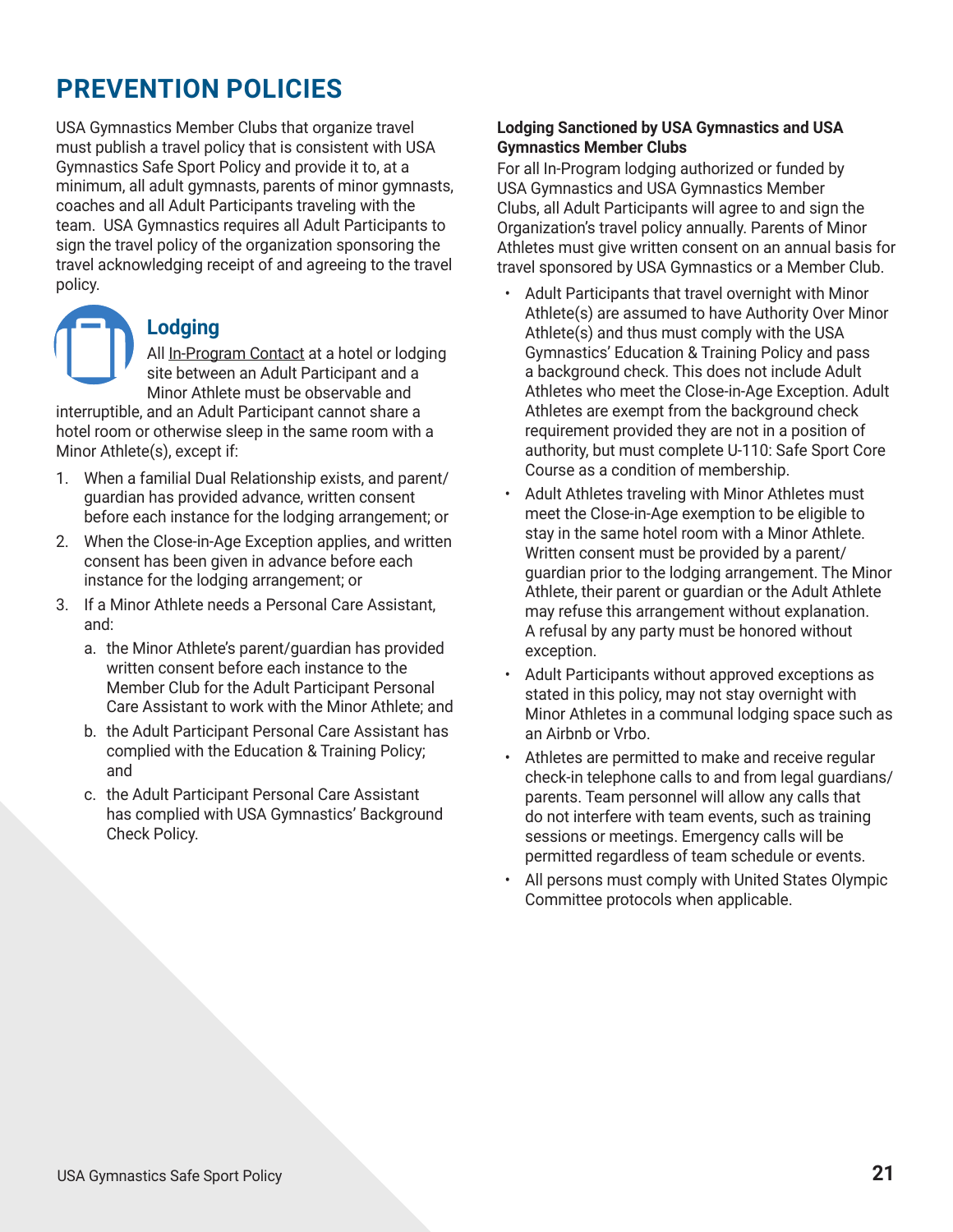# PREVENTION POLICIES

USA Gymnastics Member Clubs that organize travel must publish a travel policy that is consistent with USA Gymnastics Safe Sport Policy and provide it to, at a minimum, all adult gymnasts, parents of minor gymnasts, coaches and all Adult Participants traveling with the team. USA Gymnastics requires all Adult Participants to sign the travel policy of the organization sponsoring the travel acknowledging receipt of and agreeing to the travel policy.

## Lodging

All In-Program Contact at a hotel or lodging site between an Adult Participant and a Minor Athlete must be observable and interruptible, and an Adult Participant cannot share a hotel room or otherwise sleep in the same room with a Minor Athlete(s), except if:

1. When a familial Dual Relationship exists, and parent/guardian has provided advance, written consent before each instance for the lodging arrangement; or
2. When the Close-in-Age Exception applies, and written consent has been given in advance before each instance for the lodging arrangement; or
3. If a Minor Athlete needs a Personal Care Assistant, and:
   a. the Minor Athlete's parent/guardian has provided written consent before each instance to the Member Club for the Adult Participant Personal Care Assistant to work with the Minor Athlete; and
   b. the Adult Participant Personal Care Assistant has complied with the Education & Training Policy; and
   c. the Adult Participant Personal Care Assistant has complied with USA Gymnastics' Background Check Policy.

**Lodging Sanctioned by USA Gymnastics and USA Gymnastics Member Clubs**

For all In-Program lodging authorized or funded by USA Gymnastics and USA Gymnastics Member Clubs, all Adult Participants will agree to and sign the Organization's travel policy annually. Parents of Minor Athletes must give written consent on an annual basis for travel sponsored by USA Gymnastics or a Member Club.

- Adult Participants that travel overnight with Minor Athlete(s) are assumed to have Authority Over Minor Athlete(s) and thus must comply with the USA Gymnastics' Education & Training Policy and pass a background check. This does not include Adult Athletes who meet the Close-in-Age Exception. Adult Athletes are exempt from the background check requirement provided they are not in a position of authority, but must complete U-110: Safe Sport Core Course as a condition of membership.
- Adult Athletes traveling with Minor Athletes must meet the Close-in-Age exemption to be eligible to stay in the same hotel room with a Minor Athlete. Written consent must be provided by a parent/guardian prior to the lodging arrangement. The Minor Athlete, their parent or guardian or the Adult Athlete may refuse this arrangement without explanation. A refusal by any party must be honored without exception.
- Adult Participants without approved exceptions as stated in this policy, may not stay overnight with Minor Athletes in a communal lodging space such as an Airbnb or Vrbo.
- Athletes are permitted to make and receive regular check-in telephone calls to and from legal guardians/parents. Team personnel will allow any calls that do not interfere with team events, such as training sessions or meetings. Emergency calls will be permitted regardless of team schedule or events.
- All persons must comply with United States Olympic Committee protocols when applicable.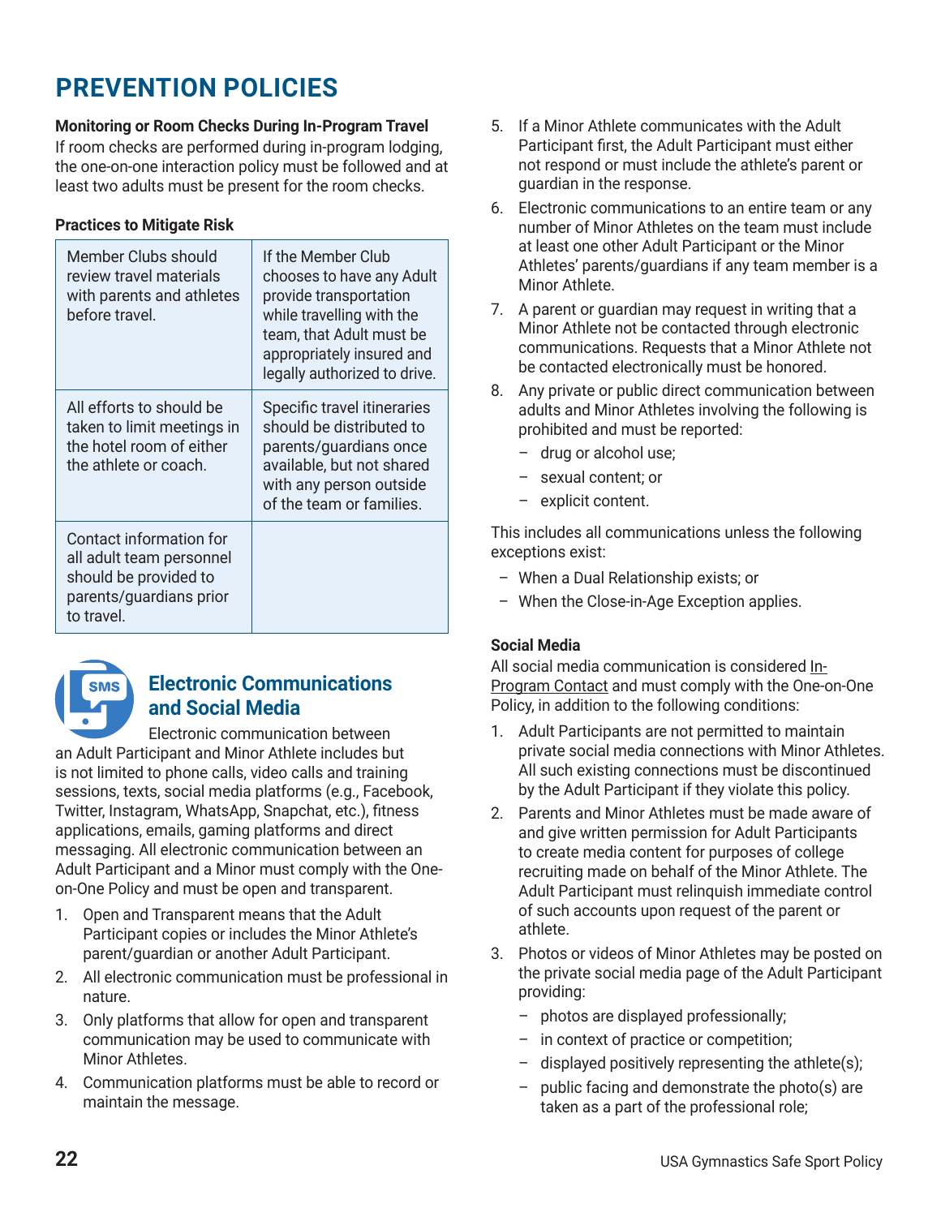# PREVENTION POLICIES

**Monitoring or Room Checks During In-Program Travel**
If room checks are performed during in-program lodging, the one-on-one interaction policy must be followed and at least two adults must be present for the room checks.

**Practices to Mitigate Risk**

| | |
|---|---|
| Member Clubs should review travel materials with parents and athletes before travel. | If the Member Club chooses to have any Adult provide transportation while travelling with the team, that Adult must be appropriately insured and legally authorized to drive. |
| All efforts to should be taken to limit meetings in the hotel room of either the athlete or coach. | Specific travel itineraries should be distributed to parents/guardians once available, but not shared with any person outside of the team or families. |
| Contact information for all adult team personnel should be provided to parents/guardians prior to travel. | |

## Electronic Communications and Social Media

Electronic communication between an Adult Participant and Minor Athlete includes but is not limited to phone calls, video calls and training sessions, texts, social media platforms (e.g., Facebook, Twitter, Instagram, WhatsApp, Snapchat, etc.), fitness applications, emails, gaming platforms and direct messaging. All electronic communication between an Adult Participant and a Minor must comply with the One-on-One Policy and must be open and transparent.

1. Open and Transparent means that the Adult Participant copies or includes the Minor Athlete's parent/guardian or another Adult Participant.
2. All electronic communication must be professional in nature.
3. Only platforms that allow for open and transparent communication may be used to communicate with Minor Athletes.
4. Communication platforms must be able to record or maintain the message.
5. If a Minor Athlete communicates with the Adult Participant first, the Adult Participant must either not respond or must include the athlete's parent or guardian in the response.
6. Electronic communications to an entire team or any number of Minor Athletes on the team must include at least one other Adult Participant or the Minor Athletes' parents/guardians if any team member is a Minor Athlete.
7. A parent or guardian may request in writing that a Minor Athlete not be contacted through electronic communications. Requests that a Minor Athlete not be contacted electronically must be honored.
8. Any private or public direct communication between adults and Minor Athletes involving the following is prohibited and must be reported:
   - drug or alcohol use;
   - sexual content; or
   - explicit content.

This includes all communications unless the following exceptions exist:

- When a Dual Relationship exists; or
- When the Close-in-Age Exception applies.

**Social Media**
All social media communication is considered In-Program Contact and must comply with the One-on-One Policy, in addition to the following conditions:

1. Adult Participants are not permitted to maintain private social media connections with Minor Athletes. All such existing connections must be discontinued by the Adult Participant if they violate this policy.
2. Parents and Minor Athletes must be made aware of and give written permission for Adult Participants to create media content for purposes of college recruiting made on behalf of the Minor Athlete. The Adult Participant must relinquish immediate control of such accounts upon request of the parent or athlete.
3. Photos or videos of Minor Athletes may be posted on the private social media page of the Adult Participant providing:
   - photos are displayed professionally;
   - in context of practice or competition;
   - displayed positively representing the athlete(s);
   - public facing and demonstrate the photo(s) are taken as a part of the professional role;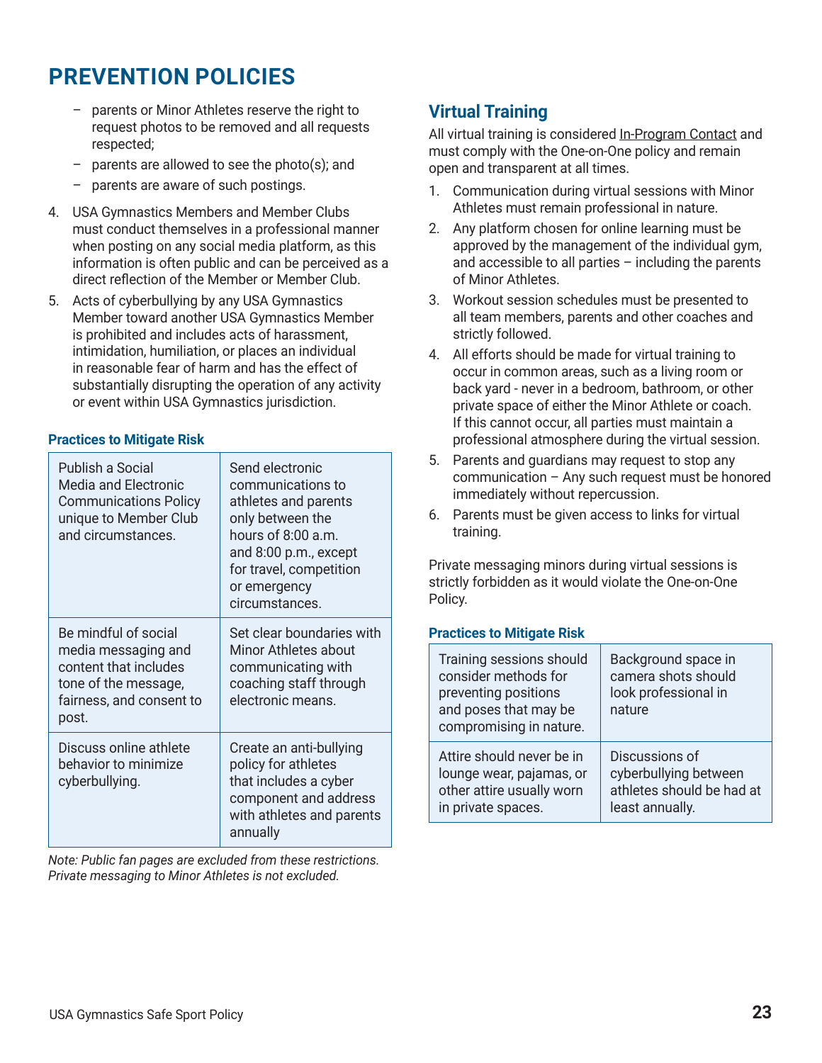# PREVENTION POLICIES

   - parents or Minor Athletes reserve the right to request photos to be removed and all requests respected;
   - parents are allowed to see the photo(s); and
   - parents are aware of such postings.

4. USA Gymnastics Members and Member Clubs must conduct themselves in a professional manner when posting on any social media platform, as this information is often public and can be perceived as a direct reflection of the Member or Member Club.
5. Acts of cyberbullying by any USA Gymnastics Member toward another USA Gymnastics Member is prohibited and includes acts of harassment, intimidation, humiliation, or places an individual in reasonable fear of harm and has the effect of substantially disrupting the operation of any activity or event within USA Gymnastics jurisdiction.

### Practices to Mitigate Risk

| | |
|---|---|
| Publish a Social Media and Electronic Communications Policy unique to Member Club and circumstances. | Send electronic communications to athletes and parents only between the hours of 8:00 a.m. and 8:00 p.m., except for travel, competition or emergency circumstances. |
| Be mindful of social media messaging and content that includes tone of the message, fairness, and consent to post. | Set clear boundaries with Minor Athletes about communicating with coaching staff through electronic means. |
| Discuss online athlete behavior to minimize cyberbullying. | Create an anti-bullying policy for athletes that includes a cyber component and address with athletes and parents annually |

*Note: Public fan pages are excluded from these restrictions. Private messaging to Minor Athletes is not excluded.*

## Virtual Training

All virtual training is considered In-Program Contact and must comply with the One-on-One policy and remain open and transparent at all times.

1. Communication during virtual sessions with Minor Athletes must remain professional in nature.
2. Any platform chosen for online learning must be approved by the management of the individual gym, and accessible to all parties – including the parents of Minor Athletes.
3. Workout session schedules must be presented to all team members, parents and other coaches and strictly followed.
4. All efforts should be made for virtual training to occur in common areas, such as a living room or back yard - never in a bedroom, bathroom, or other private space of either the Minor Athlete or coach. If this cannot occur, all parties must maintain a professional atmosphere during the virtual session.
5. Parents and guardians may request to stop any communication – Any such request must be honored immediately without repercussion.
6. Parents must be given access to links for virtual training.

Private messaging minors during virtual sessions is strictly forbidden as it would violate the One-on-One Policy.

### Practices to Mitigate Risk

| | |
|---|---|
| Training sessions should consider methods for preventing positions and poses that may be compromising in nature. | Background space in camera shots should look professional in nature |
| Attire should never be in lounge wear, pajamas, or other attire usually worn in private spaces. | Discussions of cyberbullying between athletes should be had at least annually. |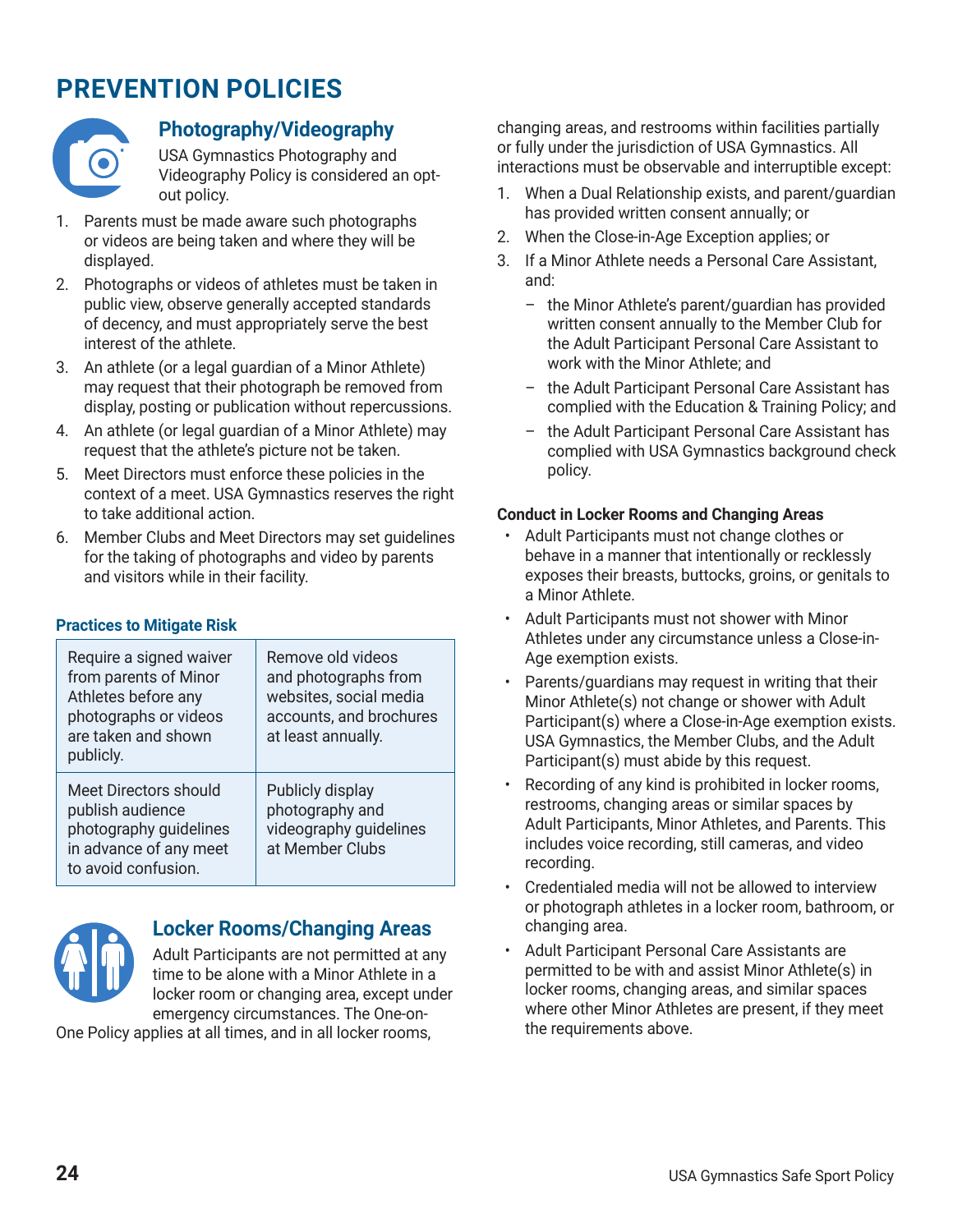# PREVENTION POLICIES

## Photography/Videography

USA Gymnastics Photography and Videography Policy is considered an opt-out policy.

1. Parents must be made aware such photographs or videos are being taken and where they will be displayed.
2. Photographs or videos of athletes must be taken in public view, observe generally accepted standards of decency, and must appropriately serve the best interest of the athlete.
3. An athlete (or a legal guardian of a Minor Athlete) may request that their photograph be removed from display, posting or publication without repercussions.
4. An athlete (or legal guardian of a Minor Athlete) may request that the athlete's picture not be taken.
5. Meet Directors must enforce these policies in the context of a meet. USA Gymnastics reserves the right to take additional action.
6. Member Clubs and Meet Directors may set guidelines for the taking of photographs and video by parents and visitors while in their facility.

### Practices to Mitigate Risk

| | |
|---|---|
| Require a signed waiver from parents of Minor Athletes before any photographs or videos are taken and shown publicly. | Remove old videos and photographs from websites, social media accounts, and brochures at least annually. |
| Meet Directors should publish audience photography guidelines in advance of any meet to avoid confusion. | Publicly display photography and videography guidelines at Member Clubs |

## Locker Rooms/Changing Areas

Adult Participants are not permitted at any time to be alone with a Minor Athlete in a locker room or changing area, except under emergency circumstances. The One-on-One Policy applies at all times, and in all locker rooms, changing areas, and restrooms within facilities partially or fully under the jurisdiction of USA Gymnastics. All interactions must be observable and interruptible except:

1. When a Dual Relationship exists, and parent/guardian has provided written consent annually; or
2. When the Close-in-Age Exception applies; or
3. If a Minor Athlete needs a Personal Care Assistant, and:
   - the Minor Athlete's parent/guardian has provided written consent annually to the Member Club for the Adult Participant Personal Care Assistant to work with the Minor Athlete; and
   - the Adult Participant Personal Care Assistant has complied with the Education & Training Policy; and
   - the Adult Participant Personal Care Assistant has complied with USA Gymnastics background check policy.

**Conduct in Locker Rooms and Changing Areas**

- Adult Participants must not change clothes or behave in a manner that intentionally or recklessly exposes their breasts, buttocks, groins, or genitals to a Minor Athlete.
- Adult Participants must not shower with Minor Athletes under any circumstance unless a Close-in-Age exemption exists.
- Parents/guardians may request in writing that their Minor Athlete(s) not change or shower with Adult Participant(s) where a Close-in-Age exemption exists. USA Gymnastics, the Member Clubs, and the Adult Participant(s) must abide by this request.
- Recording of any kind is prohibited in locker rooms, restrooms, changing areas or similar spaces by Adult Participants, Minor Athletes, and Parents. This includes voice recording, still cameras, and video recording.
- Credentialed media will not be allowed to interview or photograph athletes in a locker room, bathroom, or changing area.
- Adult Participant Personal Care Assistants are permitted to be with and assist Minor Athlete(s) in locker rooms, changing areas, and similar spaces where other Minor Athletes are present, if they meet the requirements above.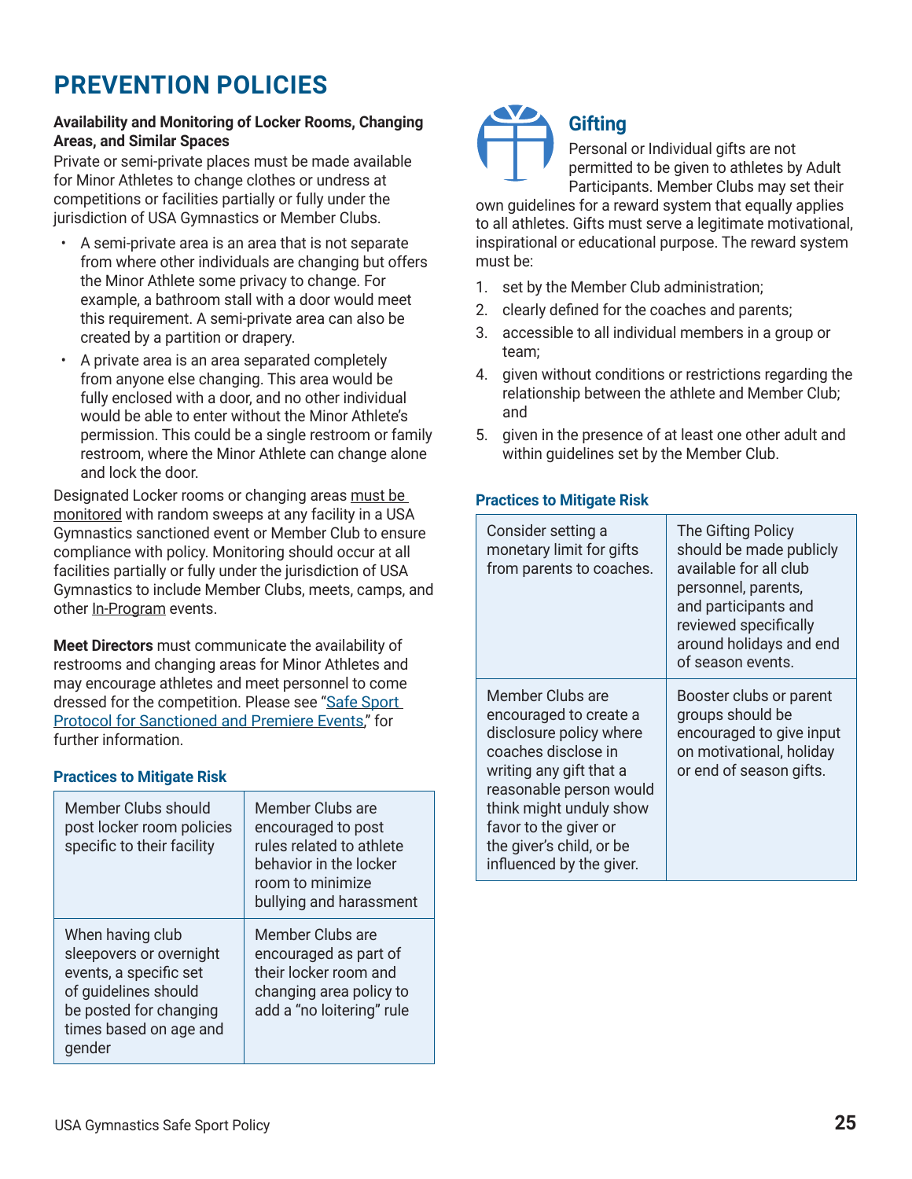# PREVENTION POLICIES

**Availability and Monitoring of Locker Rooms, Changing Areas, and Similar Spaces**

Private or semi-private places must be made available for Minor Athletes to change clothes or undress at competitions or facilities partially or fully under the jurisdiction of USA Gymnastics or Member Clubs.

- A semi-private area is an area that is not separate from where other individuals are changing but offers the Minor Athlete some privacy to change. For example, a bathroom stall with a door would meet this requirement. A semi-private area can also be created by a partition or drapery.
- A private area is an area separated completely from anyone else changing. This area would be fully enclosed with a door, and no other individual would be able to enter without the Minor Athlete's permission. This could be a single restroom or family restroom, where the Minor Athlete can change alone and lock the door.

Designated Locker rooms or changing areas must be monitored with random sweeps at any facility in a USA Gymnastics sanctioned event or Member Club to ensure compliance with policy. Monitoring should occur at all facilities partially or fully under the jurisdiction of USA Gymnastics to include Member Clubs, meets, camps, and other In-Program events.

**Meet Directors** must communicate the availability of restrooms and changing areas for Minor Athletes and may encourage athletes and meet personnel to come dressed for the competition. Please see "Safe Sport Protocol for Sanctioned and Premiere Events," for further information.

### Practices to Mitigate Risk

| | |
|---|---|
| Member Clubs should post locker room policies specific to their facility | Member Clubs are encouraged to post rules related to athlete behavior in the locker room to minimize bullying and harassment |
| When having club sleepovers or overnight events, a specific set of guidelines should be posted for changing times based on age and gender | Member Clubs are encouraged as part of their locker room and changing area policy to add a "no loitering" rule |

## Gifting

Personal or Individual gifts are not permitted to be given to athletes by Adult Participants. Member Clubs may set their own guidelines for a reward system that equally applies to all athletes. Gifts must serve a legitimate motivational, inspirational or educational purpose. The reward system must be:

1. set by the Member Club administration;
2. clearly defined for the coaches and parents;
3. accessible to all individual members in a group or team;
4. given without conditions or restrictions regarding the relationship between the athlete and Member Club; and
5. given in the presence of at least one other adult and within guidelines set by the Member Club.

### Practices to Mitigate Risk

| | |
|---|---|
| Consider setting a monetary limit for gifts from parents to coaches. | The Gifting Policy should be made publicly available for all club personnel, parents, and participants and reviewed specifically around holidays and end of season events. |
| Member Clubs are encouraged to create a disclosure policy where coaches disclose in writing any gift that a reasonable person would think might unduly show favor to the giver or the giver's child, or be influenced by the giver. | Booster clubs or parent groups should be encouraged to give input on motivational, holiday or end of season gifts. |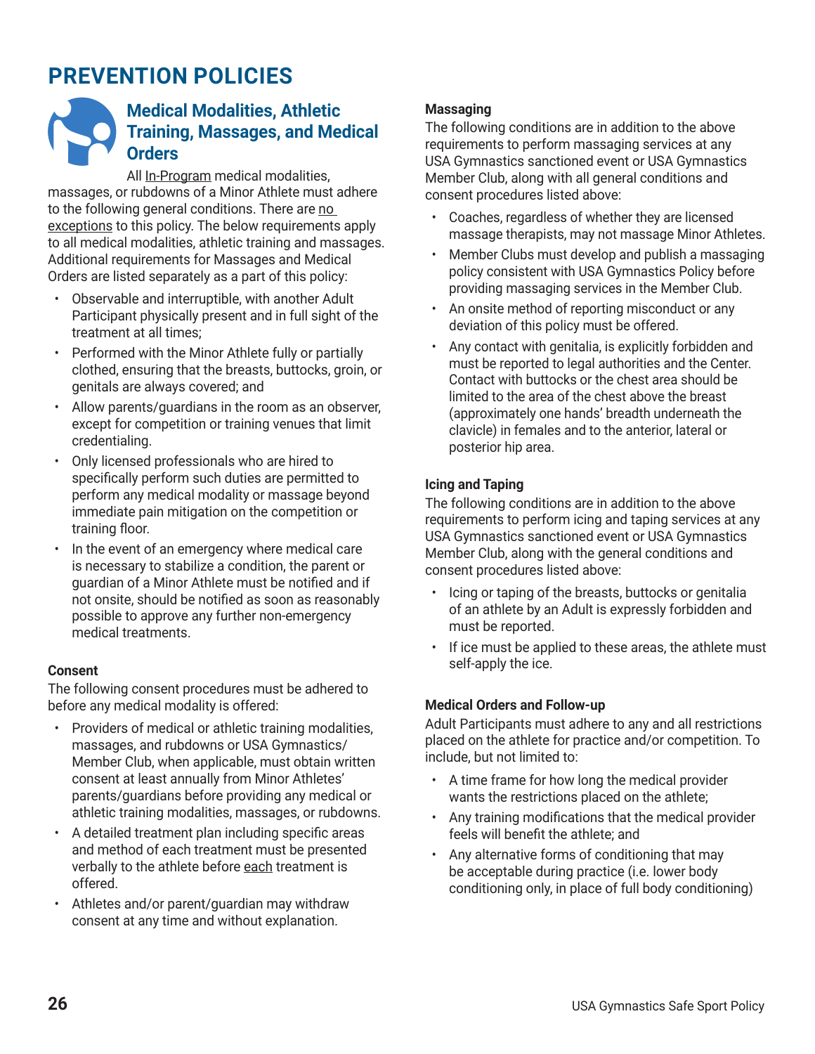# PREVENTION POLICIES

## Medical Modalities, Athletic Training, Massages, and Medical Orders

All In-Program medical modalities, massages, or rubdowns of a Minor Athlete must adhere to the following general conditions. There are no exceptions to this policy. The below requirements apply to all medical modalities, athletic training and massages. Additional requirements for Massages and Medical Orders are listed separately as a part of this policy:

- Observable and interruptible, with another Adult Participant physically present and in full sight of the treatment at all times;
- Performed with the Minor Athlete fully or partially clothed, ensuring that the breasts, buttocks, groin, or genitals are always covered; and
- Allow parents/guardians in the room as an observer, except for competition or training venues that limit credentialing.
- Only licensed professionals who are hired to specifically perform such duties are permitted to perform any medical modality or massage beyond immediate pain mitigation on the competition or training floor.
- In the event of an emergency where medical care is necessary to stabilize a condition, the parent or guardian of a Minor Athlete must be notified and if not onsite, should be notified as soon as reasonably possible to approve any further non-emergency medical treatments.

### Consent

The following consent procedures must be adhered to before any medical modality is offered:

- Providers of medical or athletic training modalities, massages, and rubdowns or USA Gymnastics/Member Club, when applicable, must obtain written consent at least annually from Minor Athletes' parents/guardians before providing any medical or athletic training modalities, massages, or rubdowns.
- A detailed treatment plan including specific areas and method of each treatment must be presented verbally to the athlete before each treatment is offered.
- Athletes and/or parent/guardian may withdraw consent at any time and without explanation.

### Massaging

The following conditions are in addition to the above requirements to perform massaging services at any USA Gymnastics sanctioned event or USA Gymnastics Member Club, along with all general conditions and consent procedures listed above:

- Coaches, regardless of whether they are licensed massage therapists, may not massage Minor Athletes.
- Member Clubs must develop and publish a massaging policy consistent with USA Gymnastics Policy before providing massaging services in the Member Club.
- An onsite method of reporting misconduct or any deviation of this policy must be offered.
- Any contact with genitalia, is explicitly forbidden and must be reported to legal authorities and the Center. Contact with buttocks or the chest area should be limited to the area of the chest above the breast (approximately one hands' breadth underneath the clavicle) in females and to the anterior, lateral or posterior hip area.

### Icing and Taping

The following conditions are in addition to the above requirements to perform icing and taping services at any USA Gymnastics sanctioned event or USA Gymnastics Member Club, along with the general conditions and consent procedures listed above:

- Icing or taping of the breasts, buttocks or genitalia of an athlete by an Adult is expressly forbidden and must be reported.
- If ice must be applied to these areas, the athlete must self-apply the ice.

### Medical Orders and Follow-up

Adult Participants must adhere to any and all restrictions placed on the athlete for practice and/or competition. To include, but not limited to:

- A time frame for how long the medical provider wants the restrictions placed on the athlete;
- Any training modifications that the medical provider feels will benefit the athlete; and
- Any alternative forms of conditioning that may be acceptable during practice (i.e. lower body conditioning only, in place of full body conditioning)